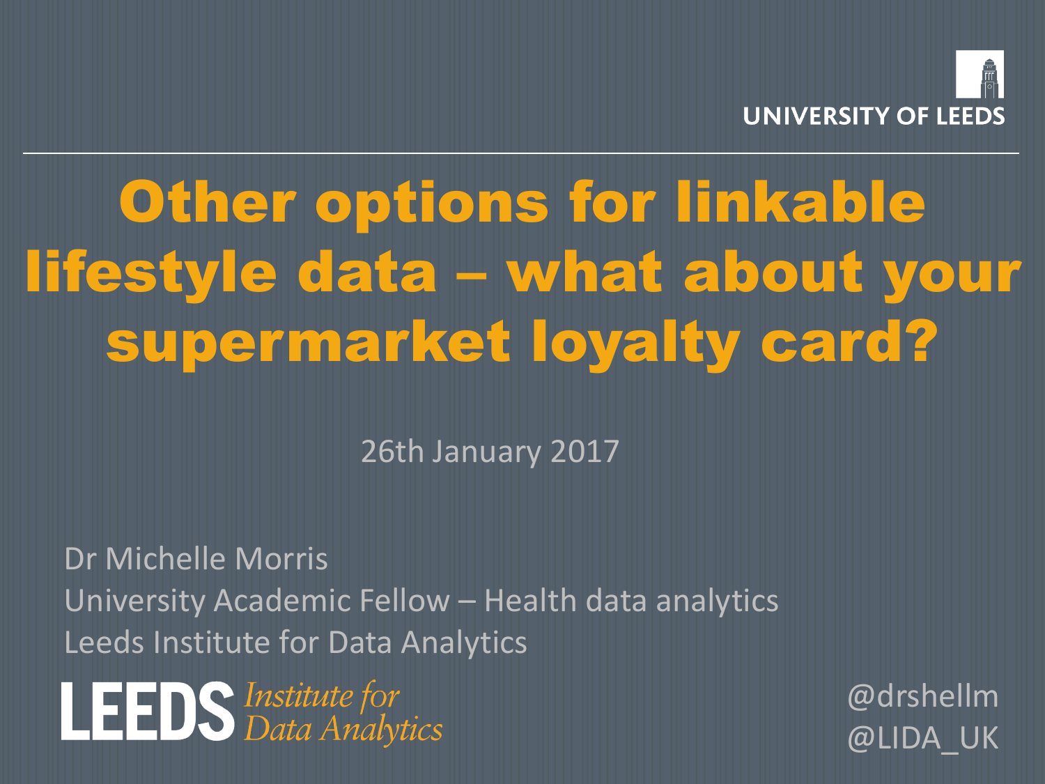UNIVERSITY OF LEEDS

# Other options for linkable lifestyle data – what about your supermarket loyalty card?

26th January 2017

Dr Michelle Morris
University Academic Fellow – Health data analytics
Leeds Institute for Data Analytics

LEEDS *Institute for Data Analytics*

@drshellm
@LIDA_UK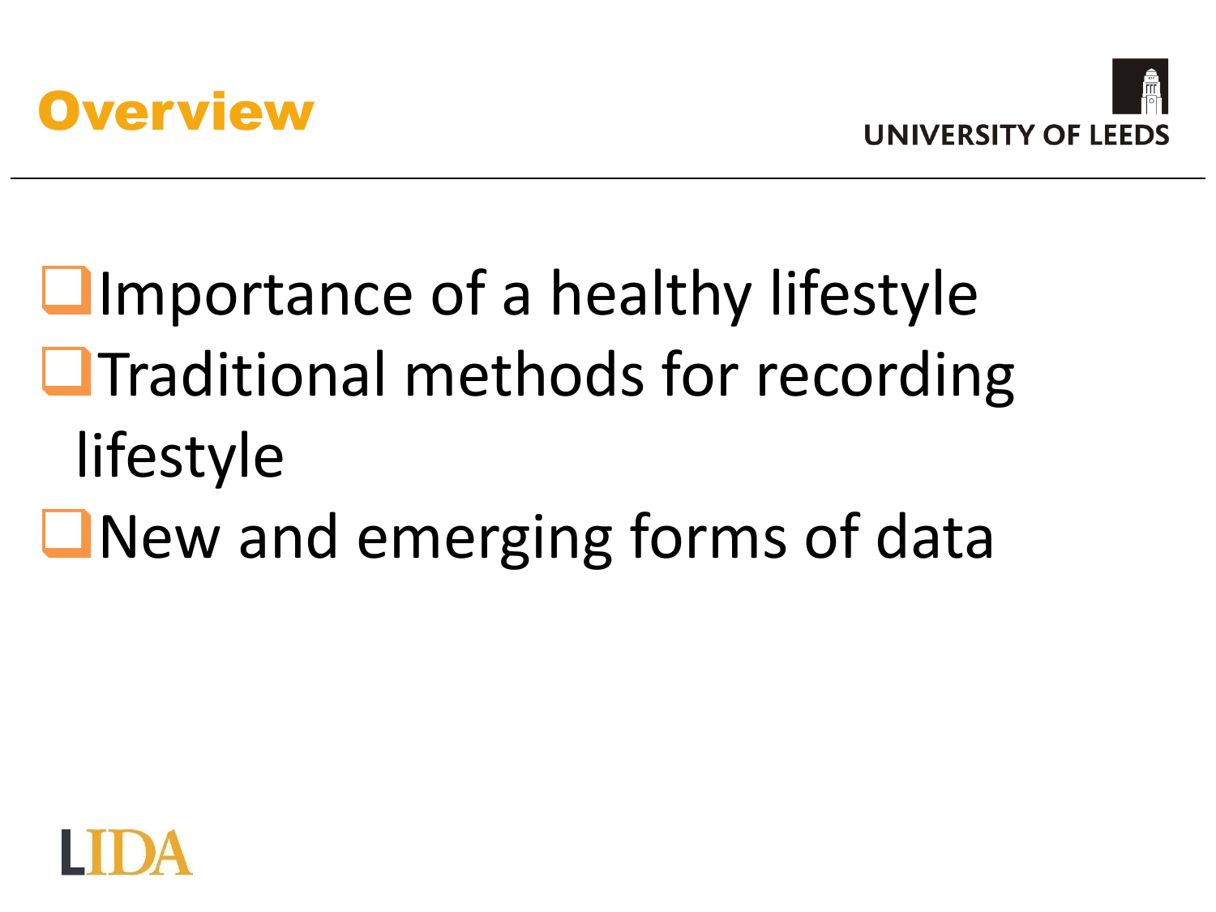# Overview

- Importance of a healthy lifestyle
- Traditional methods for recording lifestyle
- New and emerging forms of data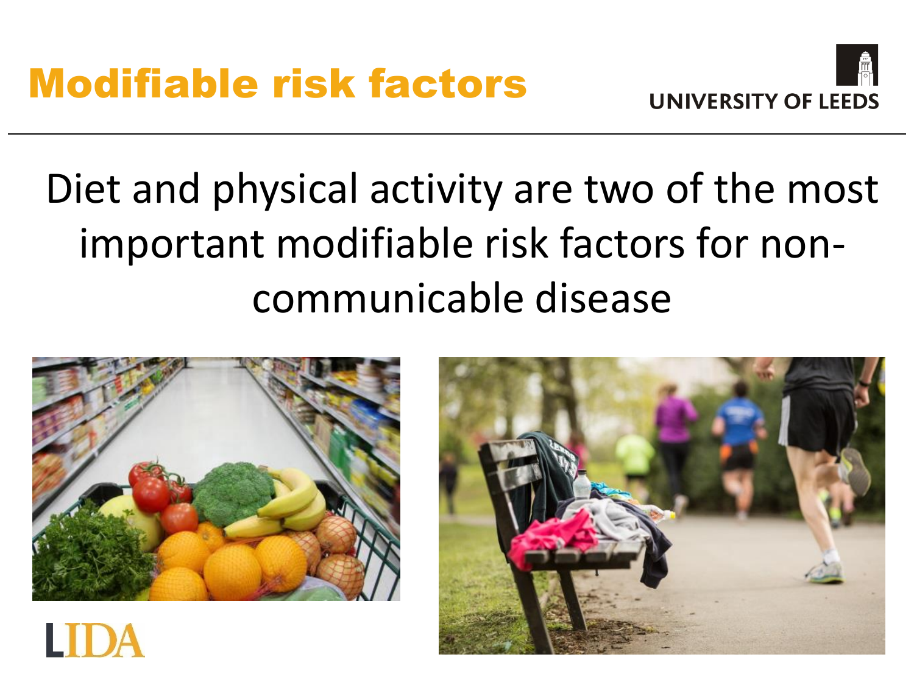# Modifiable risk factors

Diet and physical activity are two of the most important modifiable risk factors for non-communicable disease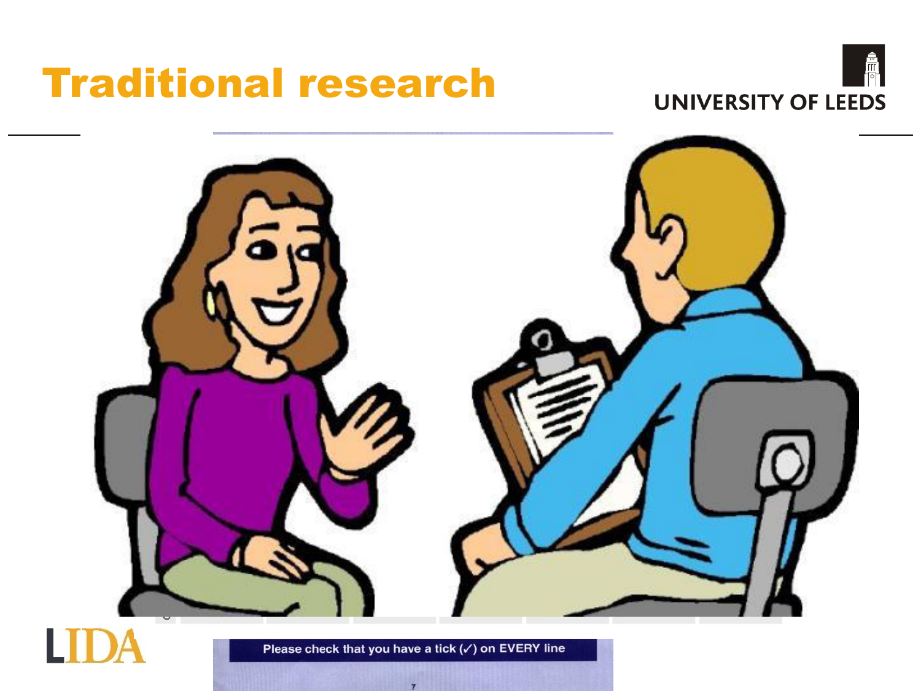# Traditional research

Please check that you have a tick (✓) on EVERY line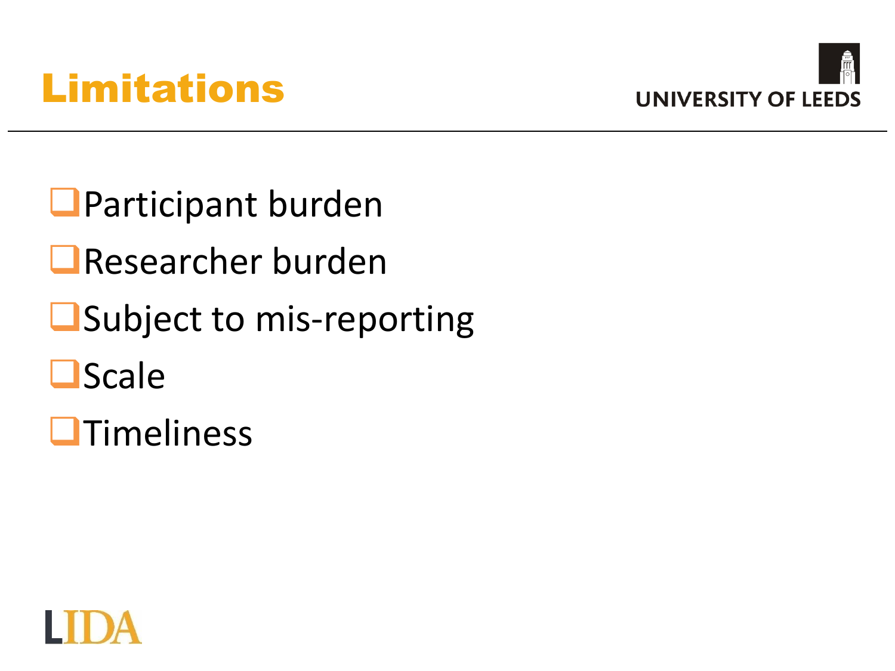# Limitations

- Participant burden
- Researcher burden
- Subject to mis-reporting
- Scale
- Timeliness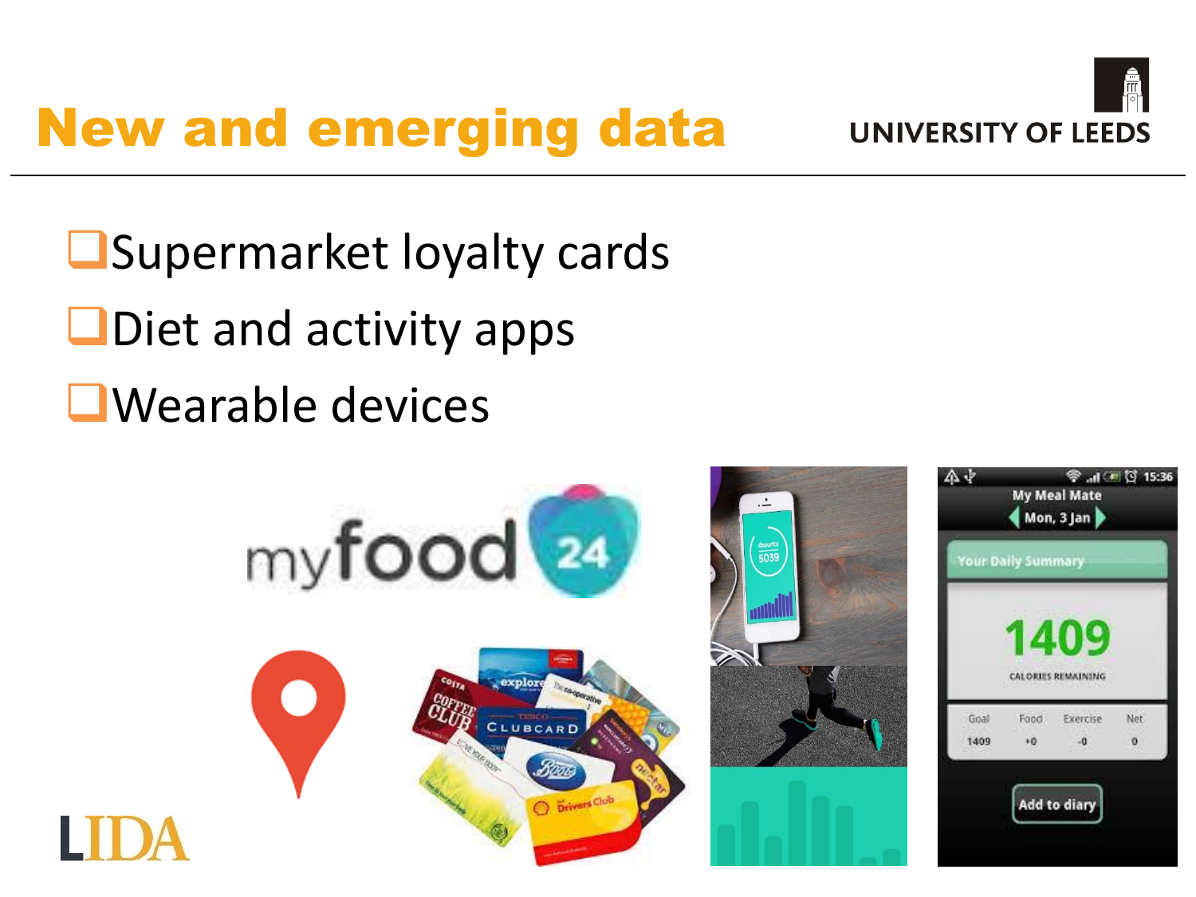# New and emerging data

- Supermarket loyalty cards
- Diet and activity apps
- Wearable devices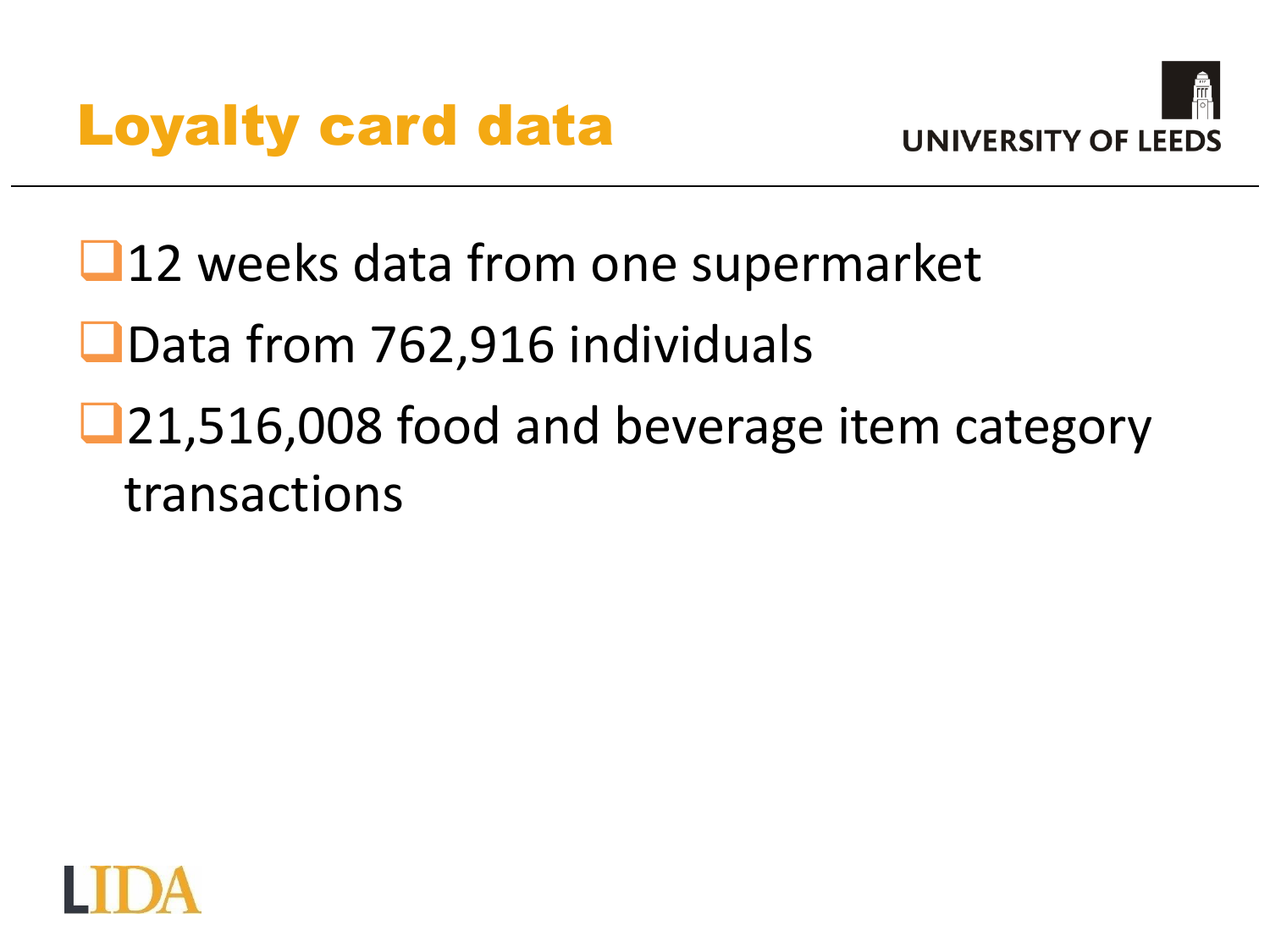# Loyalty card data

- 12 weeks data from one supermarket
- Data from 762,916 individuals
- 21,516,008 food and beverage item category transactions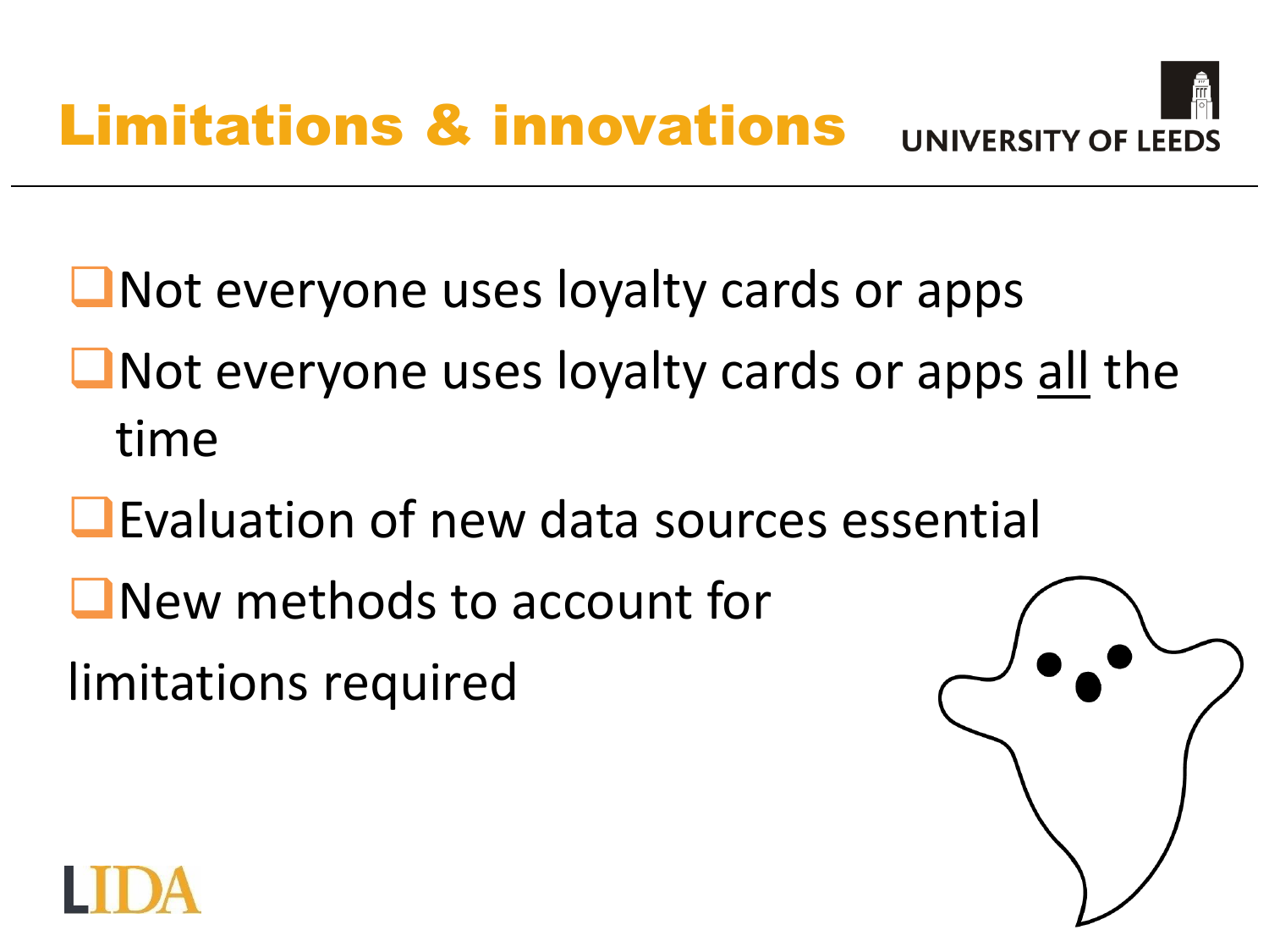# Limitations & innovations

- Not everyone uses loyalty cards or apps
- Not everyone uses loyalty cards or apps <u>all</u> the time
- Evaluation of new data sources essential
- New methods to account for limitations required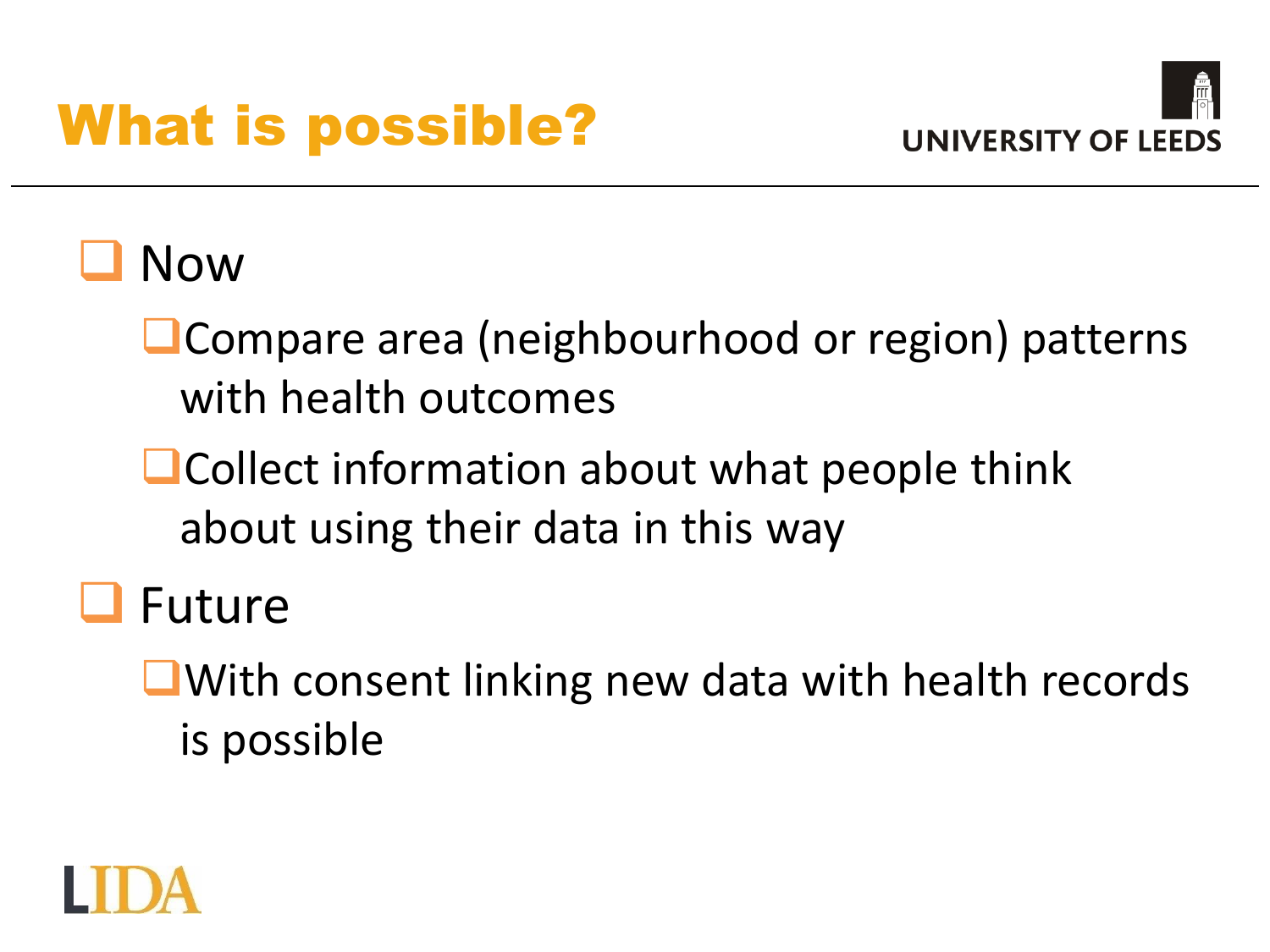# What is possible?

- Now
  - Compare area (neighbourhood or region) patterns with health outcomes
  - Collect information about what people think about using their data in this way
- Future
  - With consent linking new data with health records is possible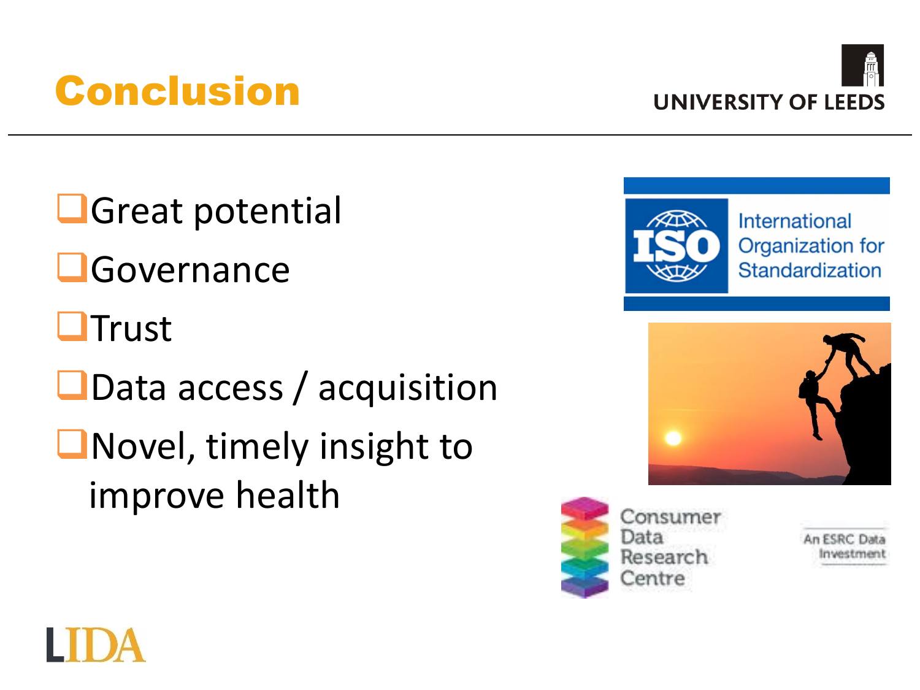# Conclusion

- Great potential
- Governance
- Trust
- Data access / acquisition
- Novel, timely insight to improve health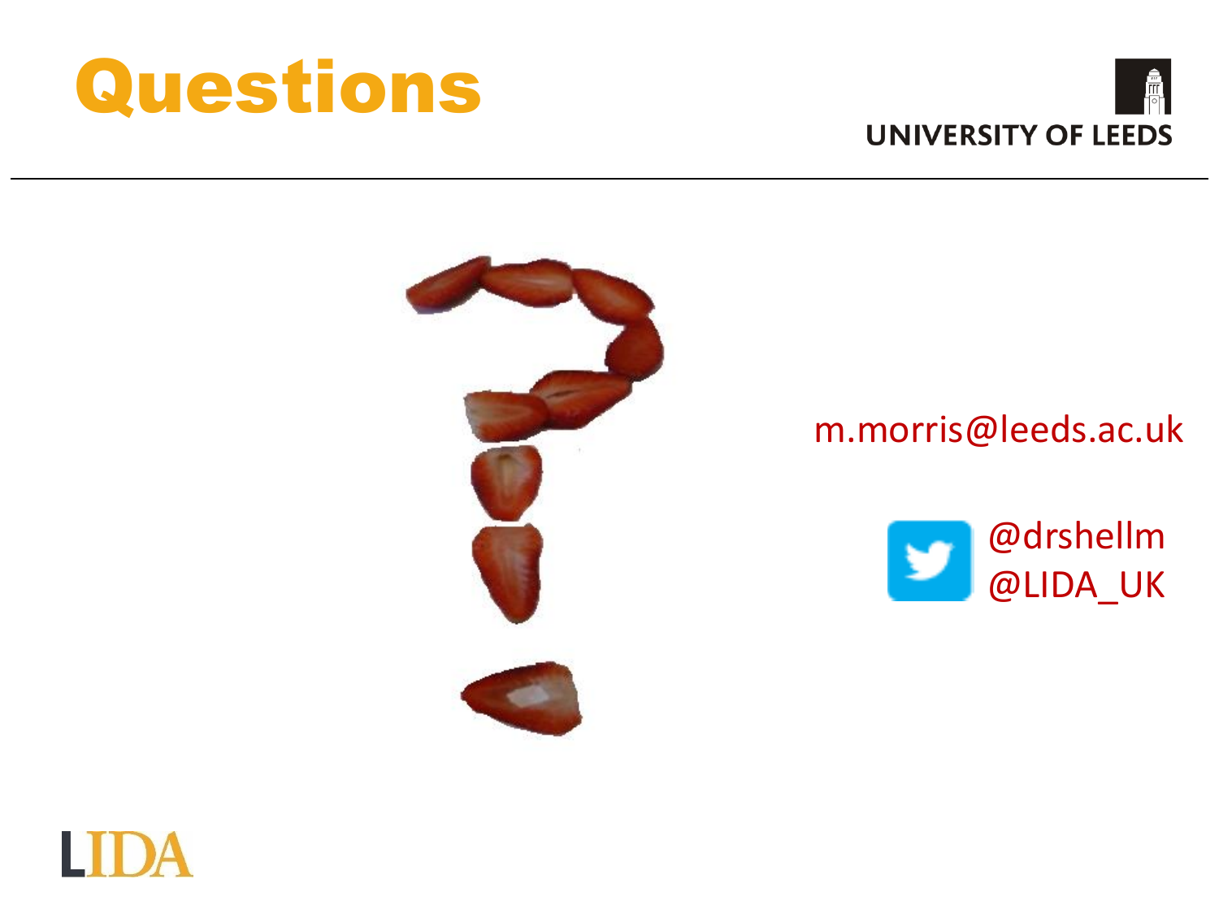# Questions

UNIVERSITY OF LEEDS

m.morris@leeds.ac.uk

@drshellm
@LIDA_UK

LIDA